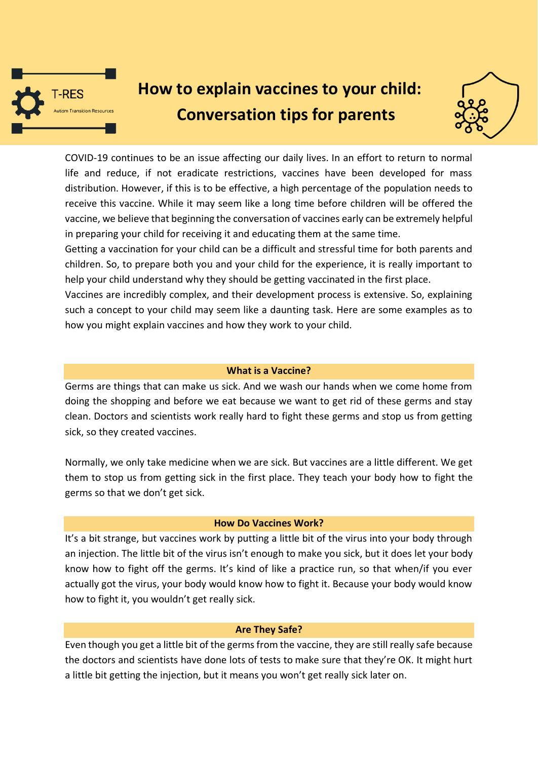T-RES

Autism Transition Resources

# How to explain vaccines to your child: Conversation tips for parents

COVID-19 continues to be an issue affecting our daily lives. In an effort to return to normal life and reduce, if not eradicate restrictions, vaccines have been developed for mass distribution. However, if this is to be effective, a high percentage of the population needs to receive this vaccine. While it may seem like a long time before children will be offered the vaccine, we believe that beginning the conversation of vaccines early can be extremely helpful in preparing your child for receiving it and educating them at the same time.

Getting a vaccination for your child can be a difficult and stressful time for both parents and children. So, to prepare both you and your child for the experience, it is really important to help your child understand why they should be getting vaccinated in the first place.

Vaccines are incredibly complex, and their development process is extensive. So, explaining such a concept to your child may seem like a daunting task. Here are some examples as to how you might explain vaccines and how they work to your child.

## What is a Vaccine?

Germs are things that can make us sick. And we wash our hands when we come home from doing the shopping and before we eat because we want to get rid of these germs and stay clean. Doctors and scientists work really hard to fight these germs and stop us from getting sick, so they created vaccines.

Normally, we only take medicine when we are sick. But vaccines are a little different. We get them to stop us from getting sick in the first place. They teach your body how to fight the germs so that we don't get sick.

## How Do Vaccines Work?

It's a bit strange, but vaccines work by putting a little bit of the virus into your body through an injection. The little bit of the virus isn't enough to make you sick, but it does let your body know how to fight off the germs. It's kind of like a practice run, so that when/if you ever actually got the virus, your body would know how to fight it. Because your body would know how to fight it, you wouldn't get really sick.

## Are They Safe?

Even though you get a little bit of the germs from the vaccine, they are still really safe because the doctors and scientists have done lots of tests to make sure that they're OK. It might hurt a little bit getting the injection, but it means you won't get really sick later on.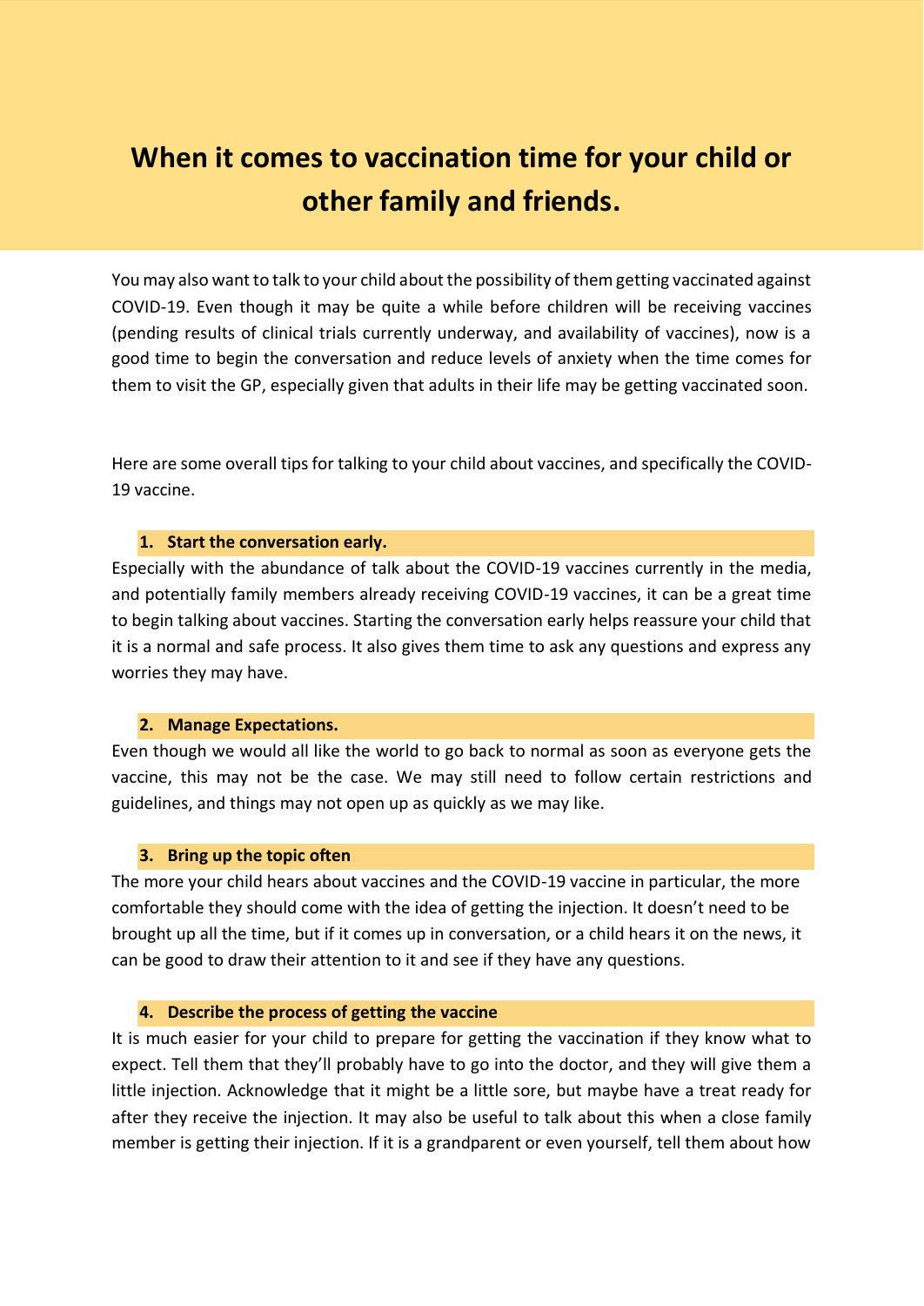# When it comes to vaccination time for your child or other family and friends.

You may also want to talk to your child about the possibility of them getting vaccinated against COVID-19. Even though it may be quite a while before children will be receiving vaccines (pending results of clinical trials currently underway, and availability of vaccines), now is a good time to begin the conversation and reduce levels of anxiety when the time comes for them to visit the GP, especially given that adults in their life may be getting vaccinated soon.

Here are some overall tips for talking to your child about vaccines, and specifically the COVID-19 vaccine.

### 1. Start the conversation early.

Especially with the abundance of talk about the COVID-19 vaccines currently in the media, and potentially family members already receiving COVID-19 vaccines, it can be a great time to begin talking about vaccines. Starting the conversation early helps reassure your child that it is a normal and safe process. It also gives them time to ask any questions and express any worries they may have.

### 2. Manage Expectations.

Even though we would all like the world to go back to normal as soon as everyone gets the vaccine, this may not be the case. We may still need to follow certain restrictions and guidelines, and things may not open up as quickly as we may like.

### 3. Bring up the topic often

The more your child hears about vaccines and the COVID-19 vaccine in particular, the more comfortable they should come with the idea of getting the injection. It doesn't need to be brought up all the time, but if it comes up in conversation, or a child hears it on the news, it can be good to draw their attention to it and see if they have any questions.

### 4. Describe the process of getting the vaccine

It is much easier for your child to prepare for getting the vaccination if they know what to expect. Tell them that they'll probably have to go into the doctor, and they will give them a little injection. Acknowledge that it might be a little sore, but maybe have a treat ready for after they receive the injection. It may also be useful to talk about this when a close family member is getting their injection. If it is a grandparent or even yourself, tell them about how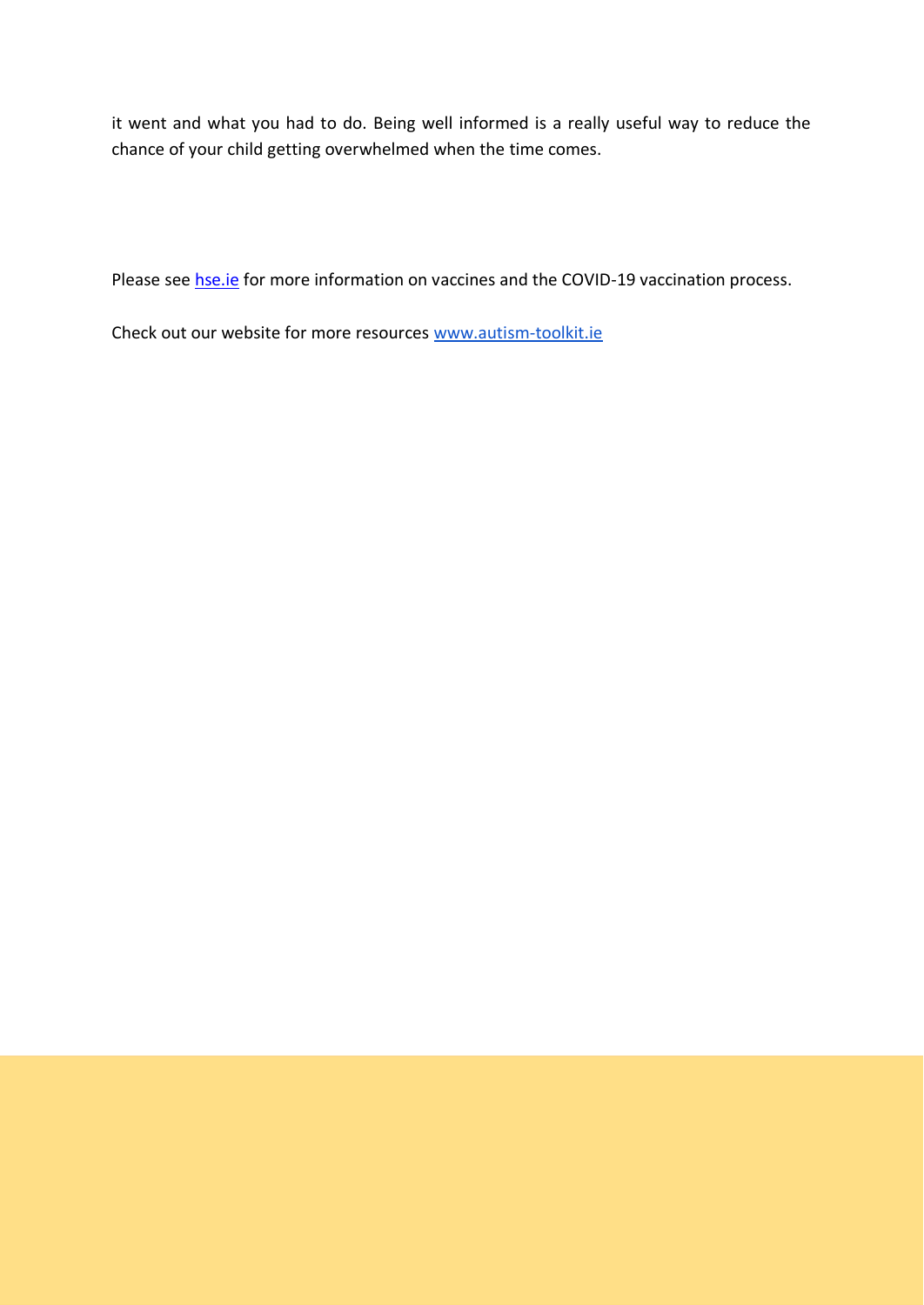it went and what you had to do. Being well informed is a really useful way to reduce the chance of your child getting overwhelmed when the time comes.

Please see [hse.ie](hse.ie) for more information on vaccines and the COVID-19 vaccination process.

Check out our website for more resources [www.autism-toolkit.ie](www.autism-toolkit.ie)